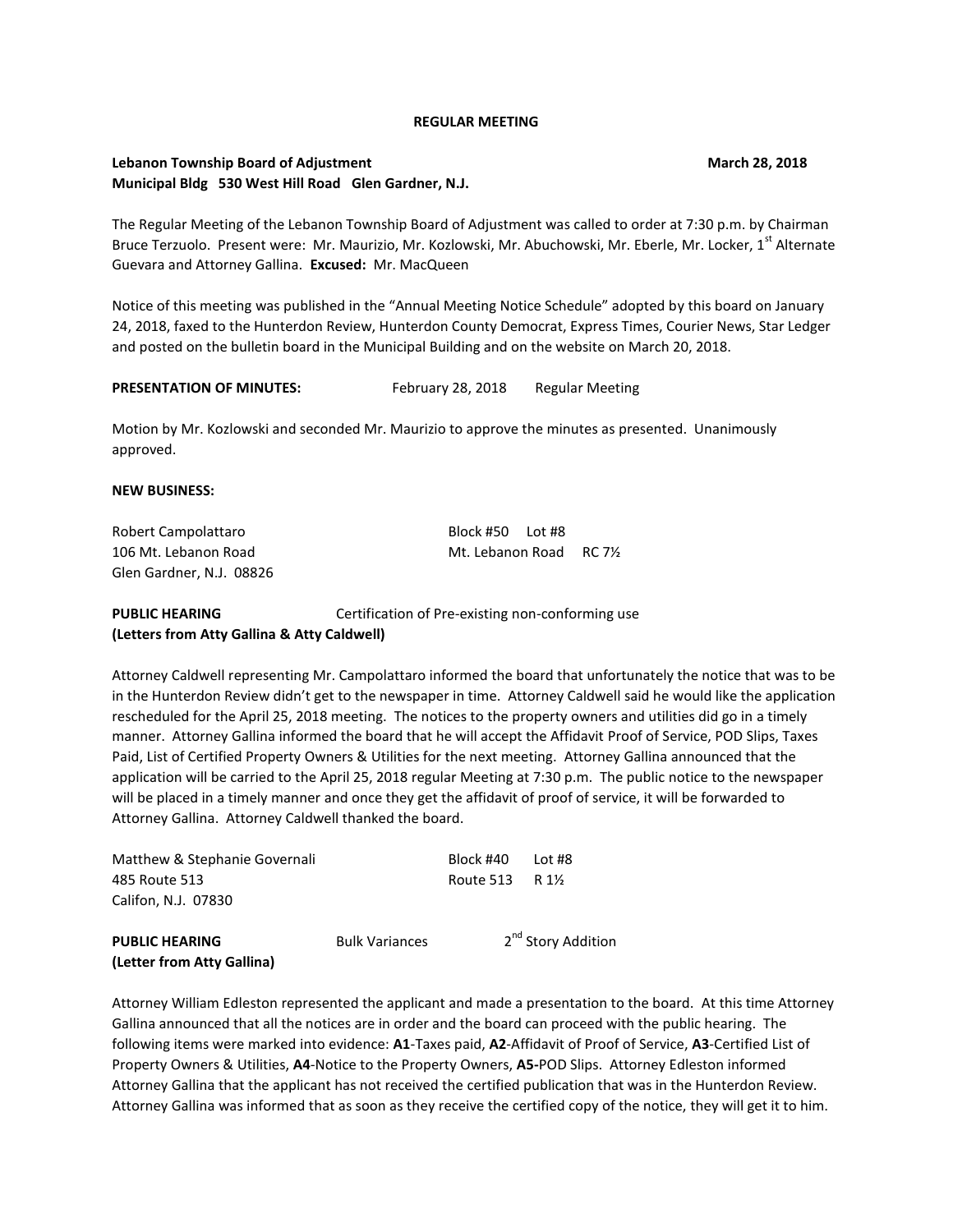**REGULAR MEETING**

**Lebanon Township Board of Adjustment** **March 28, 2018**
**Municipal Bldg 530 West Hill Road Glen Gardner, N.J.**

The Regular Meeting of the Lebanon Township Board of Adjustment was called to order at 7:30 p.m. by Chairman Bruce Terzuolo. Present were: Mr. Maurizio, Mr. Kozlowski, Mr. Abuchowski, Mr. Eberle, Mr. Locker, 1st Alternate Guevara and Attorney Gallina. **Excused:** Mr. MacQueen

Notice of this meeting was published in the "Annual Meeting Notice Schedule" adopted by this board on January 24, 2018, faxed to the Hunterdon Review, Hunterdon County Democrat, Express Times, Courier News, Star Ledger and posted on the bulletin board in the Municipal Building and on the website on March 20, 2018.

**PRESENTATION OF MINUTES:** February 28, 2018 Regular Meeting

Motion by Mr. Kozlowski and seconded Mr. Maurizio to approve the minutes as presented. Unanimously approved.

**NEW BUSINESS:**

Robert Campolattaro
106 Mt. Lebanon Road
Glen Gardner, N.J. 08826

Block #50 Lot #8
Mt. Lebanon Road RC 7½

**PUBLIC HEARING** Certification of Pre-existing non-conforming use
**(Letters from Atty Gallina & Atty Caldwell)**

Attorney Caldwell representing Mr. Campolattaro informed the board that unfortunately the notice that was to be in the Hunterdon Review didn't get to the newspaper in time. Attorney Caldwell said he would like the application rescheduled for the April 25, 2018 meeting. The notices to the property owners and utilities did go in a timely manner. Attorney Gallina informed the board that he will accept the Affidavit Proof of Service, POD Slips, Taxes Paid, List of Certified Property Owners & Utilities for the next meeting. Attorney Gallina announced that the application will be carried to the April 25, 2018 regular Meeting at 7:30 p.m. The public notice to the newspaper will be placed in a timely manner and once they get the affidavit of proof of service, it will be forwarded to Attorney Gallina. Attorney Caldwell thanked the board.

Matthew & Stephanie Governali
485 Route 513
Califon, N.J. 07830

Block #40 Lot #8
Route 513 R 1½

**PUBLIC HEARING** Bulk Variances 2nd Story Addition
**(Letter from Atty Gallina)**

Attorney William Edleston represented the applicant and made a presentation to the board. At this time Attorney Gallina announced that all the notices are in order and the board can proceed with the public hearing. The following items were marked into evidence: **A1**-Taxes paid, **A2**-Affidavit of Proof of Service, **A3**-Certified List of Property Owners & Utilities, **A4**-Notice to the Property Owners, **A5-**POD Slips. Attorney Edleston informed Attorney Gallina that the applicant has not received the certified publication that was in the Hunterdon Review. Attorney Gallina was informed that as soon as they receive the certified copy of the notice, they will get it to him.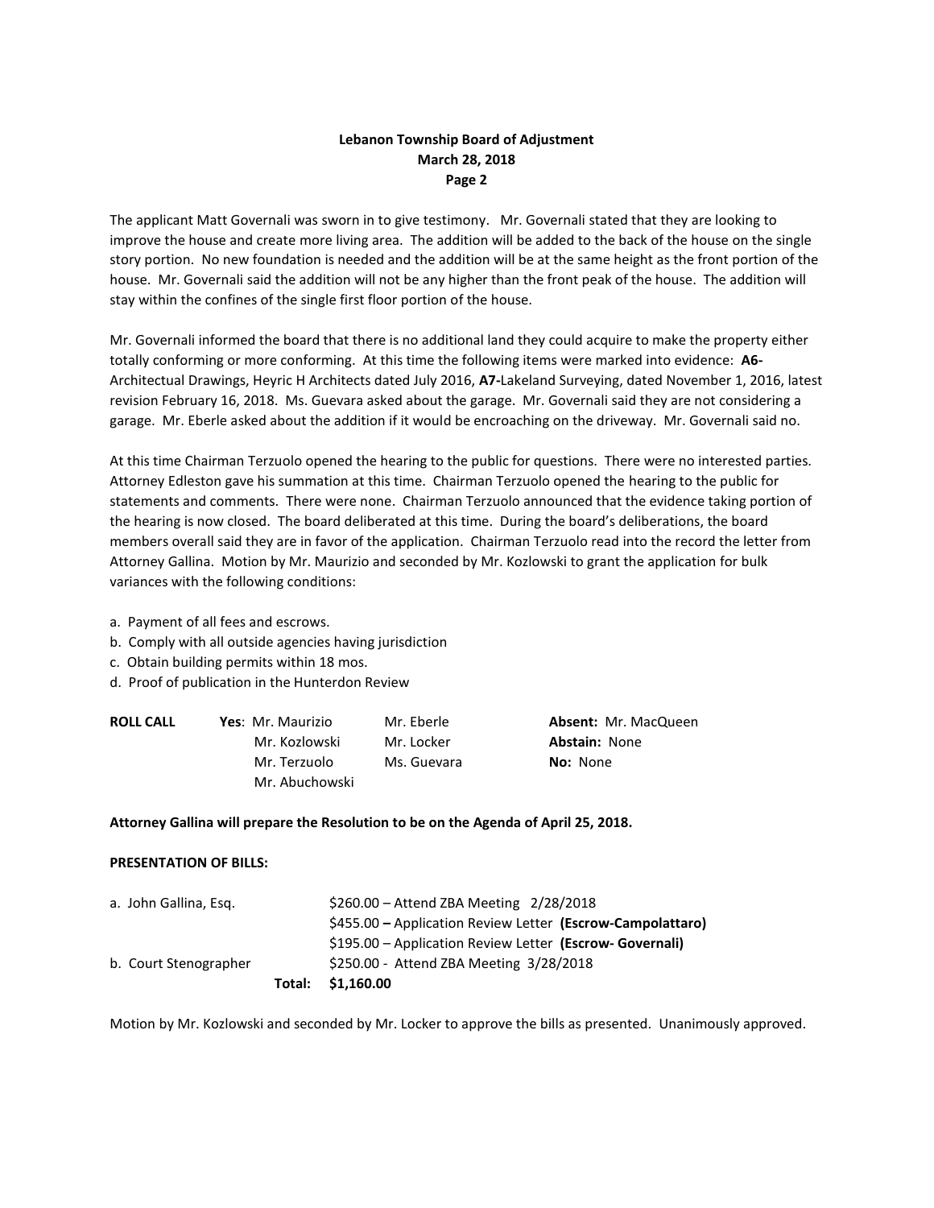The applicant Matt Governali was sworn in to give testimony. Mr. Governali stated that they are looking to improve the house and create more living area. The addition will be added to the back of the house on the single story portion. No new foundation is needed and the addition will be at the same height as the front portion of the house. Mr. Governali said the addition will not be any higher than the front peak of the house. The addition will stay within the confines of the single first floor portion of the house.

Mr. Governali informed the board that there is no additional land they could acquire to make the property either totally conforming or more conforming. At this time the following items were marked into evidence: **A6-** Architectual Drawings, Heyric H Architects dated July 2016, **A7-**Lakeland Surveying, dated November 1, 2016, latest revision February 16, 2018. Ms. Guevara asked about the garage. Mr. Governali said they are not considering a garage. Mr. Eberle asked about the addition if it would be encroaching on the driveway. Mr. Governali said no.

At this time Chairman Terzuolo opened the hearing to the public for questions. There were no interested parties. Attorney Edleston gave his summation at this time. Chairman Terzuolo opened the hearing to the public for statements and comments. There were none. Chairman Terzuolo announced that the evidence taking portion of the hearing is now closed. The board deliberated at this time. During the board's deliberations, the board members overall said they are in favor of the application. Chairman Terzuolo read into the record the letter from Attorney Gallina. Motion by Mr. Maurizio and seconded by Mr. Kozlowski to grant the application for bulk variances with the following conditions:

a. Payment of all fees and escrows.
b. Comply with all outside agencies having jurisdiction
c. Obtain building permits within 18 mos.
d. Proof of publication in the Hunterdon Review

| **ROLL CALL** | **Yes**: Mr. Maurizio | Mr. Eberle | **Absent:** Mr. MacQueen |
|---|---|---|---|
| | Mr. Kozlowski | Mr. Locker | **Abstain:** None |
| | Mr. Terzuolo | Ms. Guevara | **No:** None |
| | Mr. Abuchowski | | |

**Attorney Gallina will prepare the Resolution to be on the Agenda of April 25, 2018.**

**PRESENTATION OF BILLS:**

| | |
|---|---|
| a. John Gallina, Esq. | $260.00 – Attend ZBA Meeting 2/28/2018 |
| | $455.00 **–** Application Review Letter **(Escrow-Campolattaro)** |
| | $195.00 – Application Review Letter **(Escrow- Governali)** |
| b. Court Stenographer | $250.00 - Attend ZBA Meeting 3/28/2018 |
| **Total:** | **$1,160.00** |

Motion by Mr. Kozlowski and seconded by Mr. Locker to approve the bills as presented. Unanimously approved.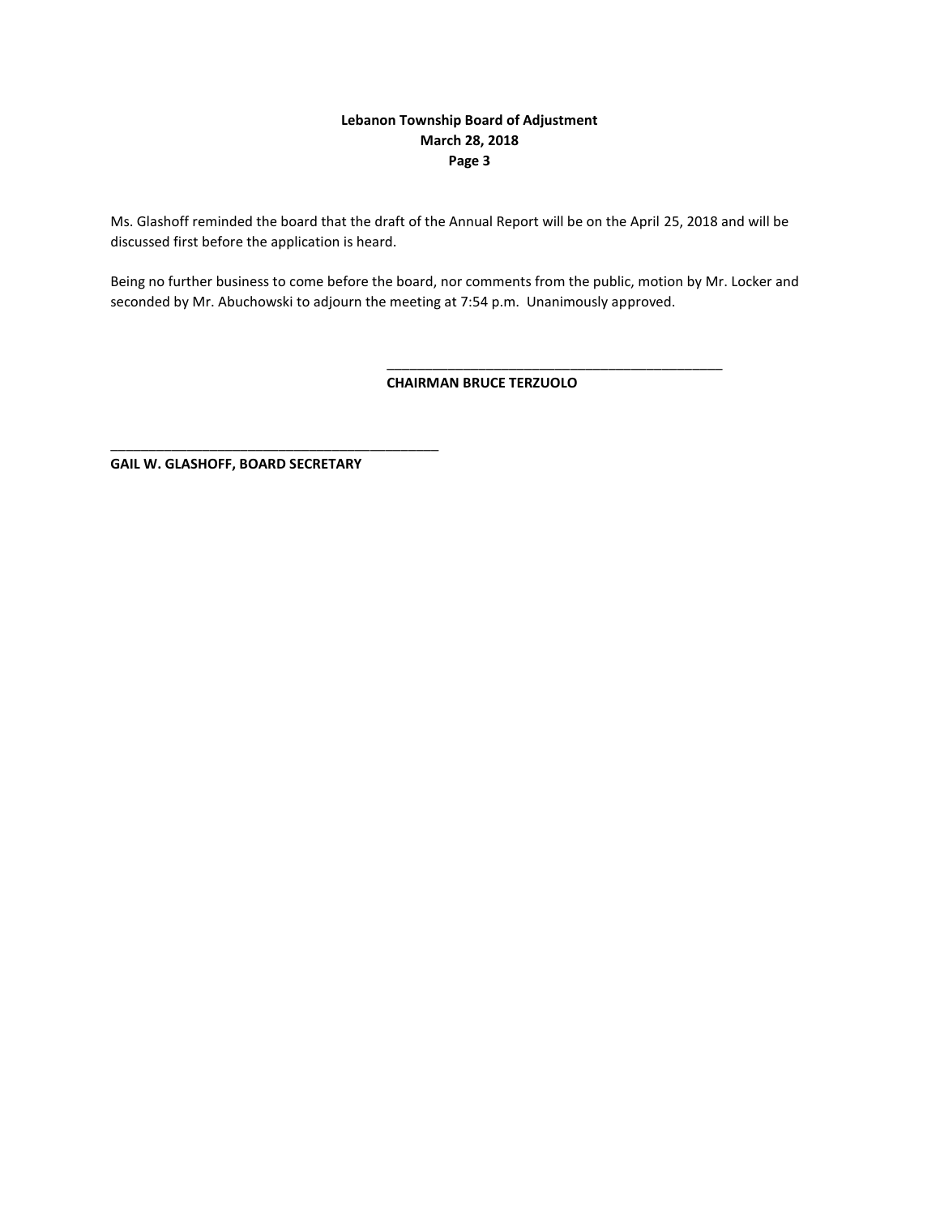Ms. Glashoff reminded the board that the draft of the Annual Report will be on the April 25, 2018 and will be discussed first before the application is heard.

Being no further business to come before the board, nor comments from the public, motion by Mr. Locker and seconded by Mr. Abuchowski to adjourn the meeting at 7:54 p.m. Unanimously approved.

\_\_\_\_\_\_\_\_\_\_\_\_\_\_\_\_\_\_\_\_\_\_\_\_\_\_\_\_\_\_\_\_\_\_\_\_\_\_\_\_\_\_\_\_\_

**CHAIRMAN BRUCE TERZUOLO**

\_\_\_\_\_\_\_\_\_\_\_\_\_\_\_\_\_\_\_\_\_\_\_\_\_\_\_\_\_\_\_\_\_\_\_\_\_\_\_\_\_\_\_\_\_

**GAIL W. GLASHOFF, BOARD SECRETARY**